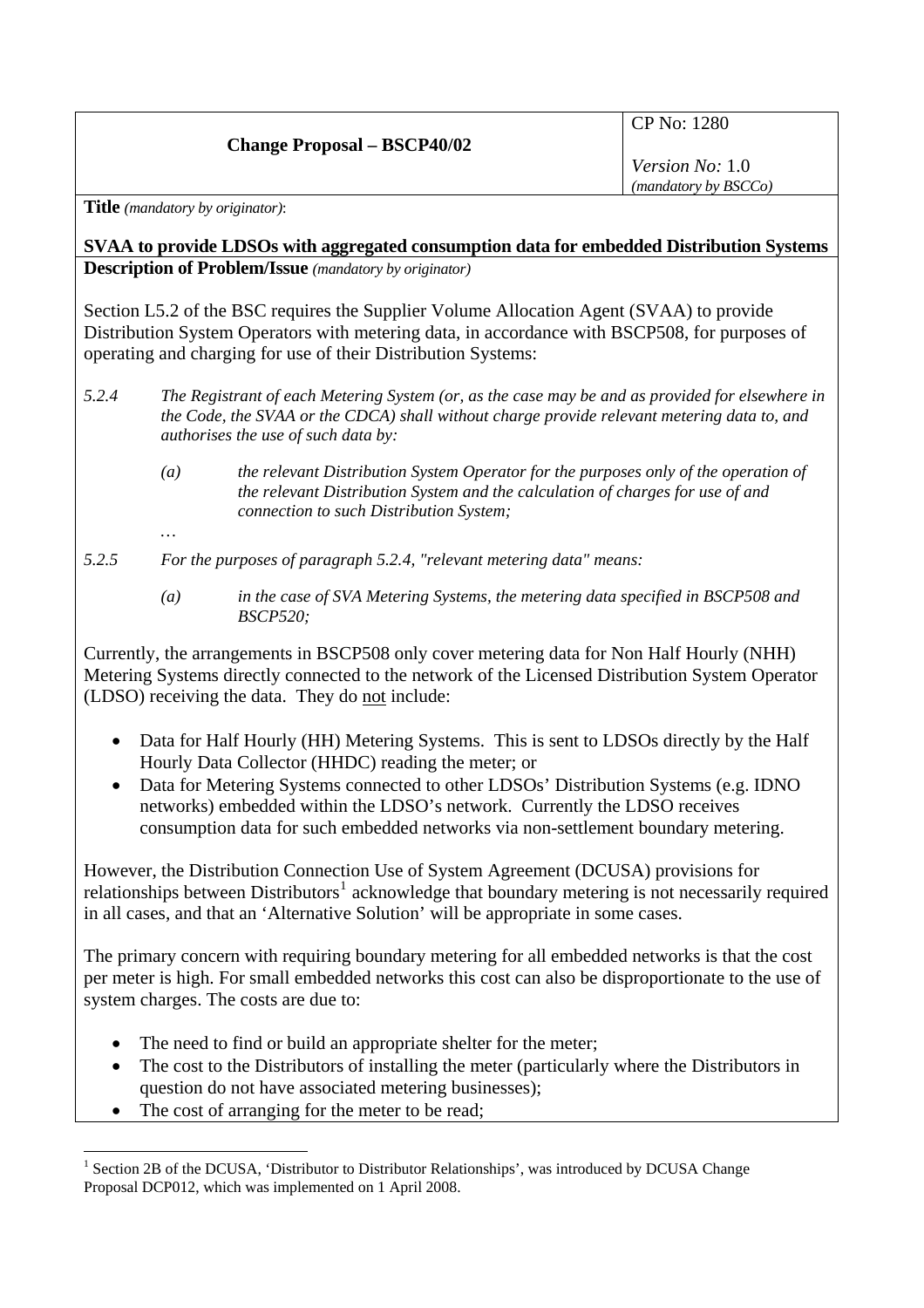| **Change Proposal – BSCP40/02** | CP No: 1280<br><br>*Version No:* 1.0<br>*(mandatory by BSCCo)* |
|---|---|

**Title** *(mandatory by originator)*:

**SVAA to provide LDSOs with aggregated consumption data for embedded Distribution Systems**

**Description of Problem/Issue** *(mandatory by originator)*

Section L5.2 of the BSC requires the Supplier Volume Allocation Agent (SVAA) to provide Distribution System Operators with metering data, in accordance with BSCP508, for purposes of operating and charging for use of their Distribution Systems:

*5.2.4 The Registrant of each Metering System (or, as the case may be and as provided for elsewhere in the Code, the SVAA or the CDCA) shall without charge provide relevant metering data to, and authorises the use of such data by:*

> *(a) the relevant Distribution System Operator for the purposes only of the operation of the relevant Distribution System and the calculation of charges for use of and connection to such Distribution System;*
>
> …

*5.2.5 For the purposes of paragraph 5.2.4, "relevant metering data" means:*

> *(a) in the case of SVA Metering Systems, the metering data specified in BSCP508 and BSCP520;*

Currently, the arrangements in BSCP508 only cover metering data for Non Half Hourly (NHH) Metering Systems directly connected to the network of the Licensed Distribution System Operator (LDSO) receiving the data. They do <u>not</u> include:

- Data for Half Hourly (HH) Metering Systems. This is sent to LDSOs directly by the Half Hourly Data Collector (HHDC) reading the meter; or
- Data for Metering Systems connected to other LDSOs' Distribution Systems (e.g. IDNO networks) embedded within the LDSO's network. Currently the LDSO receives consumption data for such embedded networks via non-settlement boundary metering.

However, the Distribution Connection Use of System Agreement (DCUSA) provisions for relationships between Distributors[1] acknowledge that boundary metering is not necessarily required in all cases, and that an 'Alternative Solution' will be appropriate in some cases.

The primary concern with requiring boundary metering for all embedded networks is that the cost per meter is high. For small embedded networks this cost can also be disproportionate to the use of system charges. The costs are due to:

- The need to find or build an appropriate shelter for the meter;
- The cost to the Distributors of installing the meter (particularly where the Distributors in question do not have associated metering businesses);
- The cost of arranging for the meter to be read;

[1] Section 2B of the DCUSA, 'Distributor to Distributor Relationships', was introduced by DCUSA Change Proposal DCP012, which was implemented on 1 April 2008.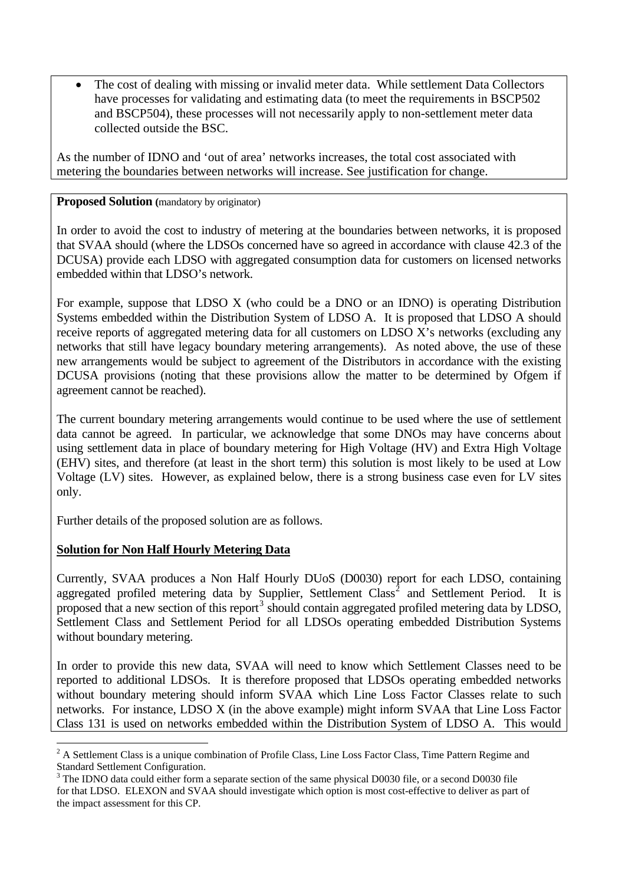- The cost of dealing with missing or invalid meter data. While settlement Data Collectors have processes for validating and estimating data (to meet the requirements in BSCP502 and BSCP504), these processes will not necessarily apply to non-settlement meter data collected outside the BSC.

As the number of IDNO and 'out of area' networks increases, the total cost associated with metering the boundaries between networks will increase. See justification for change.

**Proposed Solution** (mandatory by originator)

In order to avoid the cost to industry of metering at the boundaries between networks, it is proposed that SVAA should (where the LDSOs concerned have so agreed in accordance with clause 42.3 of the DCUSA) provide each LDSO with aggregated consumption data for customers on licensed networks embedded within that LDSO's network.

For example, suppose that LDSO X (who could be a DNO or an IDNO) is operating Distribution Systems embedded within the Distribution System of LDSO A. It is proposed that LDSO A should receive reports of aggregated metering data for all customers on LDSO X's networks (excluding any networks that still have legacy boundary metering arrangements). As noted above, the use of these new arrangements would be subject to agreement of the Distributors in accordance with the existing DCUSA provisions (noting that these provisions allow the matter to be determined by Ofgem if agreement cannot be reached).

The current boundary metering arrangements would continue to be used where the use of settlement data cannot be agreed. In particular, we acknowledge that some DNOs may have concerns about using settlement data in place of boundary metering for High Voltage (HV) and Extra High Voltage (EHV) sites, and therefore (at least in the short term) this solution is most likely to be used at Low Voltage (LV) sites. However, as explained below, there is a strong business case even for LV sites only.

Further details of the proposed solution are as follows.

**Solution for Non Half Hourly Metering Data**

Currently, SVAA produces a Non Half Hourly DUoS (D0030) report for each LDSO, containing aggregated profiled metering data by Supplier, Settlement Class[2] and Settlement Period. It is proposed that a new section of this report[3] should contain aggregated profiled metering data by LDSO, Settlement Class and Settlement Period for all LDSOs operating embedded Distribution Systems without boundary metering.

In order to provide this new data, SVAA will need to know which Settlement Classes need to be reported to additional LDSOs. It is therefore proposed that LDSOs operating embedded networks without boundary metering should inform SVAA which Line Loss Factor Classes relate to such networks. For instance, LDSO X (in the above example) might inform SVAA that Line Loss Factor Class 131 is used on networks embedded within the Distribution System of LDSO A. This would

[2] A Settlement Class is a unique combination of Profile Class, Line Loss Factor Class, Time Pattern Regime and Standard Settlement Configuration.

[3] The IDNO data could either form a separate section of the same physical D0030 file, or a second D0030 file for that LDSO. ELEXON and SVAA should investigate which option is most cost-effective to deliver as part of the impact assessment for this CP.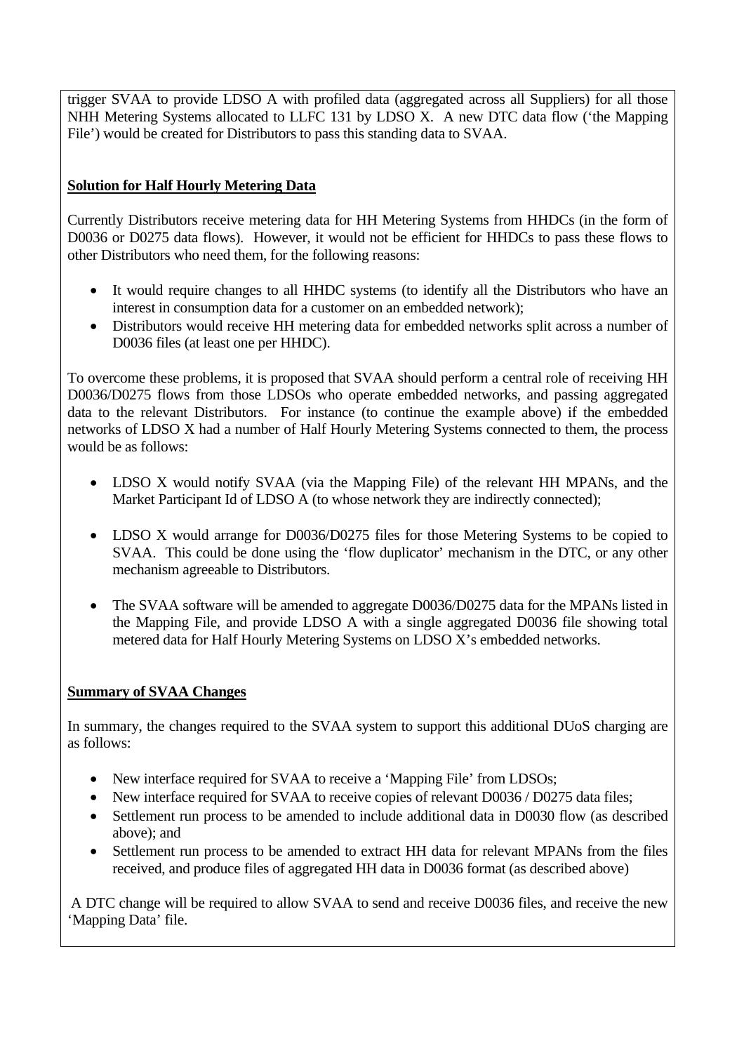trigger SVAA to provide LDSO A with profiled data (aggregated across all Suppliers) for all those NHH Metering Systems allocated to LLFC 131 by LDSO X. A new DTC data flow ('the Mapping File') would be created for Distributors to pass this standing data to SVAA.

**Solution for Half Hourly Metering Data**

Currently Distributors receive metering data for HH Metering Systems from HHDCs (in the form of D0036 or D0275 data flows). However, it would not be efficient for HHDCs to pass these flows to other Distributors who need them, for the following reasons:

- It would require changes to all HHDC systems (to identify all the Distributors who have an interest in consumption data for a customer on an embedded network);
- Distributors would receive HH metering data for embedded networks split across a number of D0036 files (at least one per HHDC).

To overcome these problems, it is proposed that SVAA should perform a central role of receiving HH D0036/D0275 flows from those LDSOs who operate embedded networks, and passing aggregated data to the relevant Distributors. For instance (to continue the example above) if the embedded networks of LDSO X had a number of Half Hourly Metering Systems connected to them, the process would be as follows:

- LDSO X would notify SVAA (via the Mapping File) of the relevant HH MPANs, and the Market Participant Id of LDSO A (to whose network they are indirectly connected);

- LDSO X would arrange for D0036/D0275 files for those Metering Systems to be copied to SVAA. This could be done using the 'flow duplicator' mechanism in the DTC, or any other mechanism agreeable to Distributors.

- The SVAA software will be amended to aggregate D0036/D0275 data for the MPANs listed in the Mapping File, and provide LDSO A with a single aggregated D0036 file showing total metered data for Half Hourly Metering Systems on LDSO X's embedded networks.

**Summary of SVAA Changes**

In summary, the changes required to the SVAA system to support this additional DUoS charging are as follows:

- New interface required for SVAA to receive a 'Mapping File' from LDSOs;
- New interface required for SVAA to receive copies of relevant D0036 / D0275 data files;
- Settlement run process to be amended to include additional data in D0030 flow (as described above); and
- Settlement run process to be amended to extract HH data for relevant MPANs from the files received, and produce files of aggregated HH data in D0036 format (as described above)

A DTC change will be required to allow SVAA to send and receive D0036 files, and receive the new 'Mapping Data' file.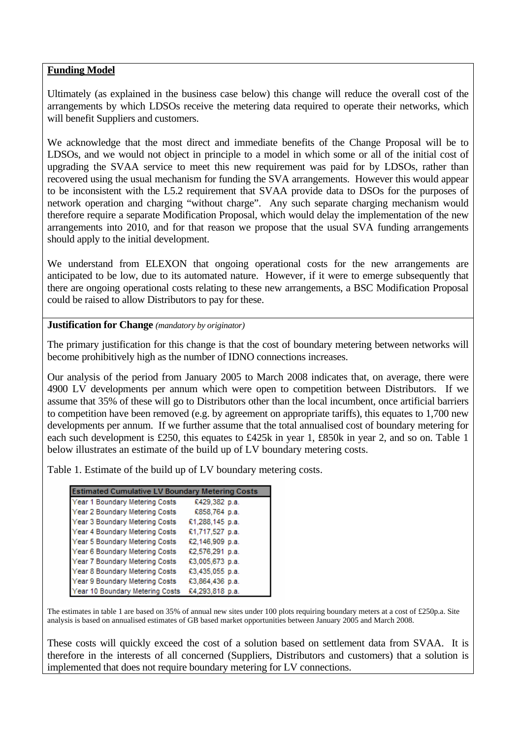**Funding Model**

Ultimately (as explained in the business case below) this change will reduce the overall cost of the arrangements by which LDSOs receive the metering data required to operate their networks, which will benefit Suppliers and customers.

We acknowledge that the most direct and immediate benefits of the Change Proposal will be to LDSOs, and we would not object in principle to a model in which some or all of the initial cost of upgrading the SVAA service to meet this new requirement was paid for by LDSOs, rather than recovered using the usual mechanism for funding the SVA arrangements. However this would appear to be inconsistent with the L5.2 requirement that SVAA provide data to DSOs for the purposes of network operation and charging "without charge". Any such separate charging mechanism would therefore require a separate Modification Proposal, which would delay the implementation of the new arrangements into 2010, and for that reason we propose that the usual SVA funding arrangements should apply to the initial development.

We understand from ELEXON that ongoing operational costs for the new arrangements are anticipated to be low, due to its automated nature. However, if it were to emerge subsequently that there are ongoing operational costs relating to these new arrangements, a BSC Modification Proposal could be raised to allow Distributors to pay for these.

**Justification for Change** *(mandatory by originator)*

The primary justification for this change is that the cost of boundary metering between networks will become prohibitively high as the number of IDNO connections increases.

Our analysis of the period from January 2005 to March 2008 indicates that, on average, there were 4900 LV developments per annum which were open to competition between Distributors. If we assume that 35% of these will go to Distributors other than the local incumbent, once artificial barriers to competition have been removed (e.g. by agreement on appropriate tariffs), this equates to 1,700 new developments per annum. If we further assume that the total annualised cost of boundary metering for each such development is £250, this equates to £425k in year 1, £850k in year 2, and so on. Table 1 below illustrates an estimate of the build up of LV boundary metering costs.

Table 1. Estimate of the build up of LV boundary metering costs.

| Estimated Cumulative LV Boundary Metering Costs | |
|---|---|
| Year 1 Boundary Metering Costs | £429,382 p.a. |
| Year 2 Boundary Metering Costs | £858,764 p.a. |
| Year 3 Boundary Metering Costs | £1,288,145 p.a. |
| Year 4 Boundary Metering Costs | £1,717,527 p.a. |
| Year 5 Boundary Metering Costs | £2,146,909 p.a. |
| Year 6 Boundary Metering Costs | £2,576,291 p.a. |
| Year 7 Boundary Metering Costs | £3,005,673 p.a. |
| Year 8 Boundary Metering Costs | £3,435,055 p.a. |
| Year 9 Boundary Metering Costs | £3,864,436 p.a. |
| Year 10 Boundary Metering Costs | £4,293,818 p.a. |

The estimates in table 1 are based on 35% of annual new sites under 100 plots requiring boundary meters at a cost of £250p.a. Site analysis is based on annualised estimates of GB based market opportunities between January 2005 and March 2008.

These costs will quickly exceed the cost of a solution based on settlement data from SVAA. It is therefore in the interests of all concerned (Suppliers, Distributors and customers) that a solution is implemented that does not require boundary metering for LV connections.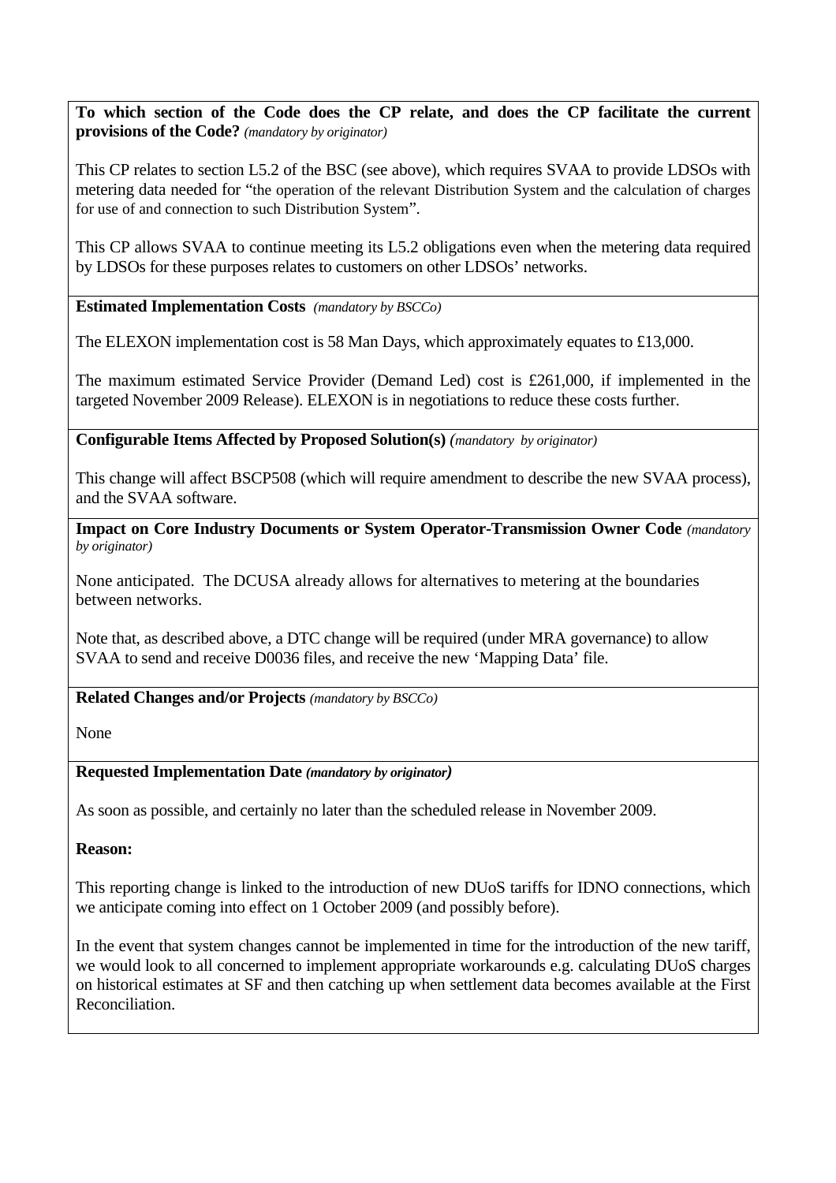**To which section of the Code does the CP relate, and does the CP facilitate the current provisions of the Code?** *(mandatory by originator)*

This CP relates to section L5.2 of the BSC (see above), which requires SVAA to provide LDSOs with metering data needed for "the operation of the relevant Distribution System and the calculation of charges for use of and connection to such Distribution System".

This CP allows SVAA to continue meeting its L5.2 obligations even when the metering data required by LDSOs for these purposes relates to customers on other LDSOs' networks.

**Estimated Implementation Costs** *(mandatory by BSCCo)*

The ELEXON implementation cost is 58 Man Days, which approximately equates to £13,000.

The maximum estimated Service Provider (Demand Led) cost is £261,000, if implemented in the targeted November 2009 Release). ELEXON is in negotiations to reduce these costs further.

**Configurable Items Affected by Proposed Solution(s)** *(mandatory by originator)*

This change will affect BSCP508 (which will require amendment to describe the new SVAA process), and the SVAA software.

**Impact on Core Industry Documents or System Operator-Transmission Owner Code** *(mandatory by originator)*

None anticipated. The DCUSA already allows for alternatives to metering at the boundaries between networks.

Note that, as described above, a DTC change will be required (under MRA governance) to allow SVAA to send and receive D0036 files, and receive the new 'Mapping Data' file.

**Related Changes and/or Projects** *(mandatory by BSCCo)*

None

**Requested Implementation Date** ***(mandatory by originator)***

As soon as possible, and certainly no later than the scheduled release in November 2009.

**Reason:**

This reporting change is linked to the introduction of new DUoS tariffs for IDNO connections, which we anticipate coming into effect on 1 October 2009 (and possibly before).

In the event that system changes cannot be implemented in time for the introduction of the new tariff, we would look to all concerned to implement appropriate workarounds e.g. calculating DUoS charges on historical estimates at SF and then catching up when settlement data becomes available at the First Reconciliation.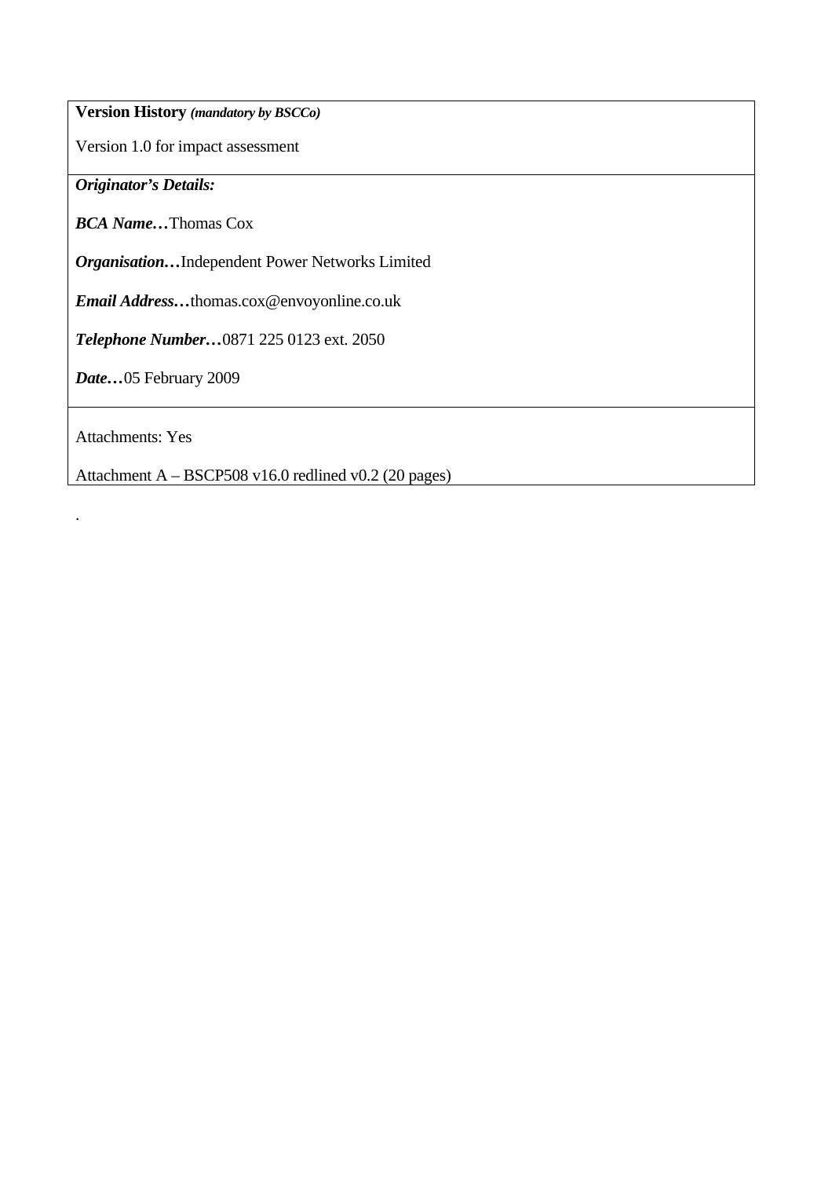**Version History** ***(mandatory by BSCCo)***

Version 1.0 for impact assessment

***Originator's Details:***

***BCA Name…***Thomas Cox

***Organisation…***Independent Power Networks Limited

***Email Address…***thomas.cox@envoyonline.co.uk

***Telephone Number…***0871 225 0123 ext. 2050

***Date…***05 February 2009

Attachments: Yes

Attachment A – BSCP508 v16.0 redlined v0.2 (20 pages)

.